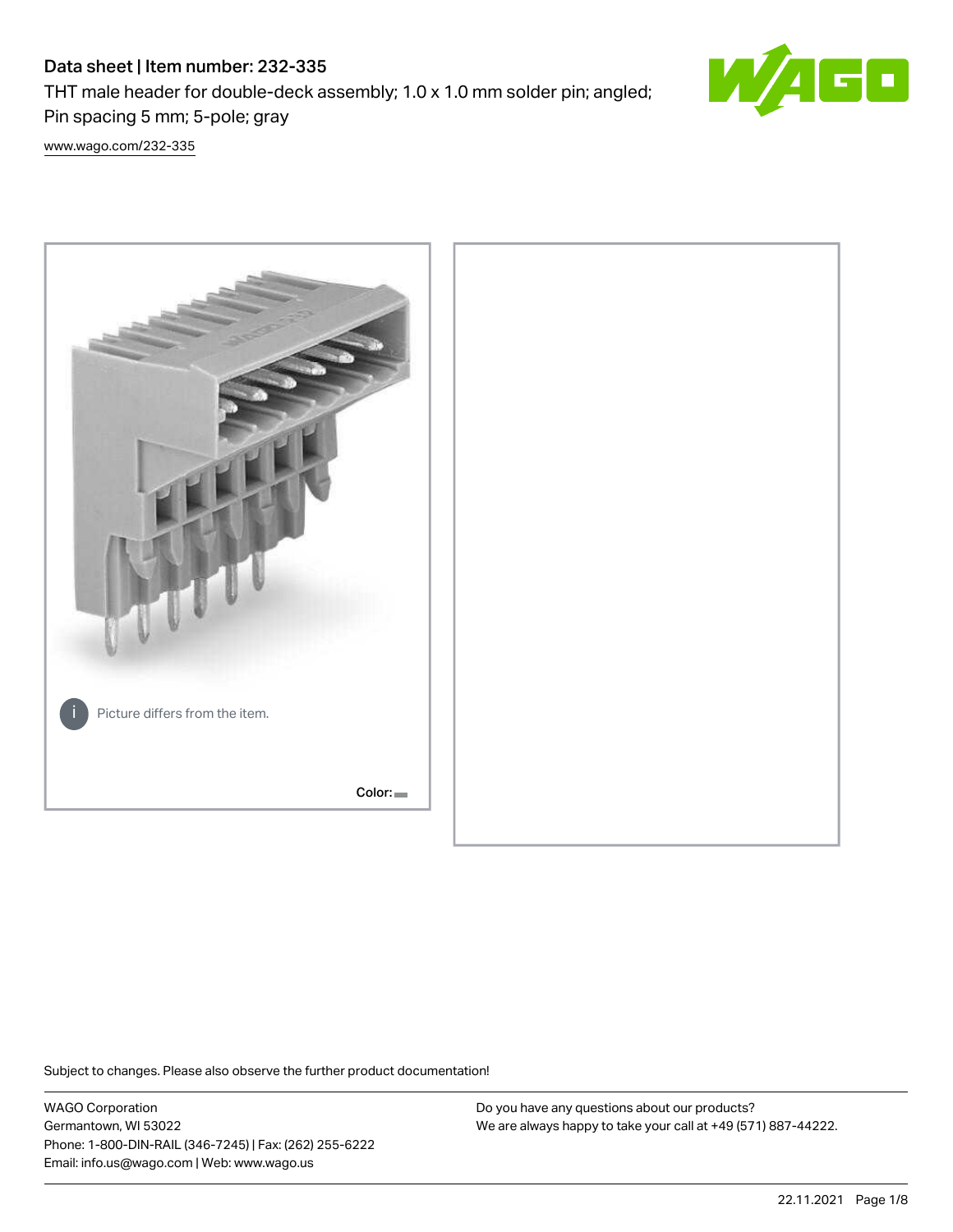# Data sheet | Item number: 232-335

THT male header for double-deck assembly; 1.0 x 1.0 mm solder pin; angled; Pin spacing 5 mm; 5-pole; gray

www.wago.com/232-335

Picture differs from the item.

Color:

Subject to changes. Please also observe the further product documentation!

WAGO Corporation
Germantown, WI 53022
Phone: 1-800-DIN-RAIL (346-7245) | Fax: (262) 255-6222
Email: info.us@wago.com | Web: www.wago.us

Do you have any questions about our products?
We are always happy to take your call at +49 (571) 887-44222.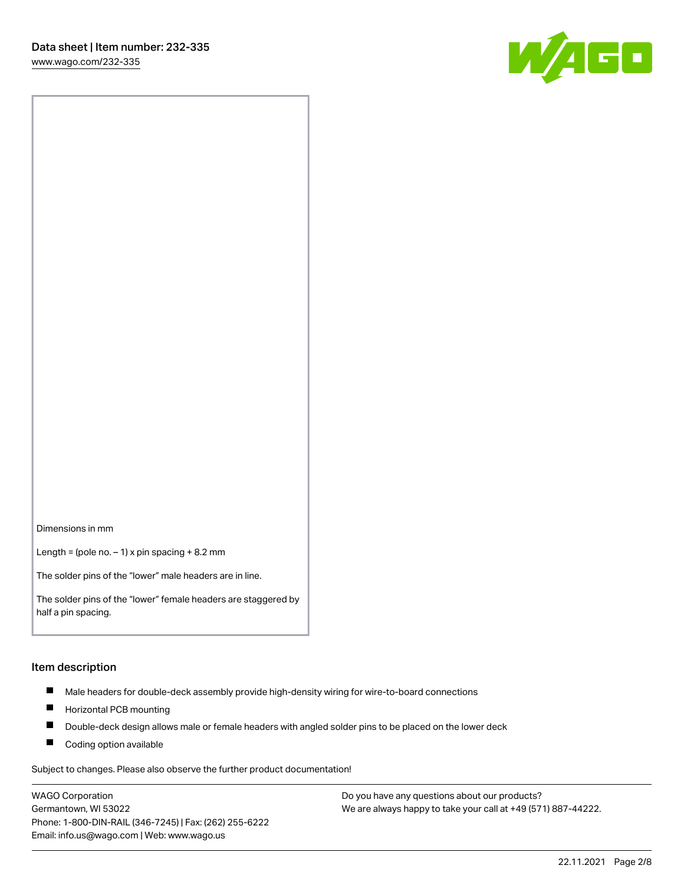Dimensions in mm

Length = (pole no. – 1) x pin spacing + 8.2 mm

The solder pins of the “lower” male headers are in line.

The solder pins of the “lower” female headers are staggered by half a pin spacing.

## Item description

- Male headers for double-deck assembly provide high-density wiring for wire-to-board connections
- Horizontal PCB mounting
- Double-deck design allows male or female headers with angled solder pins to be placed on the lower deck
- Coding option available

Subject to changes. Please also observe the further product documentation!

WAGO Corporation
Germantown, WI 53022
Phone: 1-800-DIN-RAIL (346-7245) | Fax: (262) 255-6222
Email: info.us@wago.com | Web: www.wago.us

Do you have any questions about our products?
We are always happy to take your call at +49 (571) 887-44222.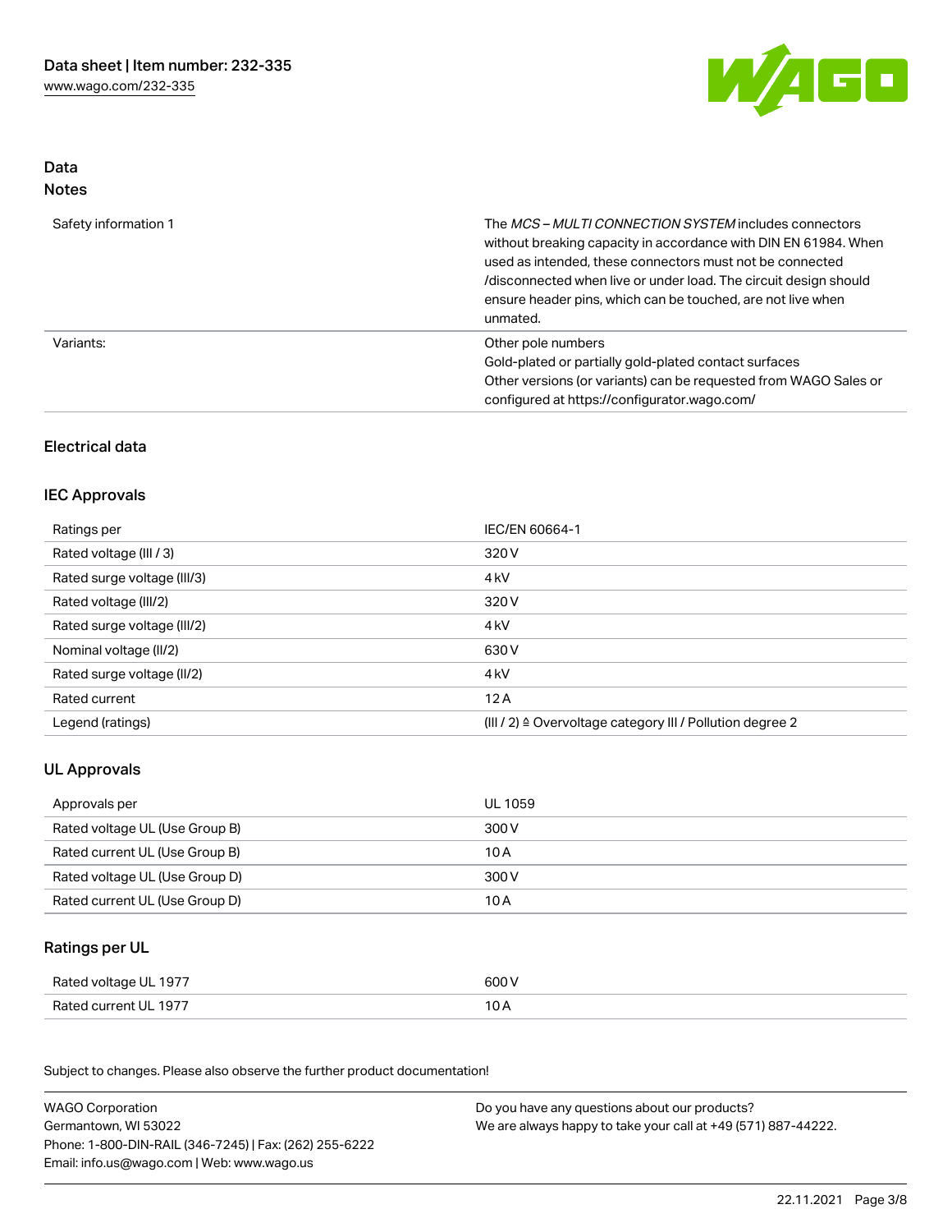## Data

### Notes

| | |
|---|---|
| Safety information 1 | The *MCS – MULTI CONNECTION SYSTEM* includes connectors without breaking capacity in accordance with DIN EN 61984. When used as intended, these connectors must not be connected /disconnected when live or under load. The circuit design should ensure header pins, which can be touched, are not live when unmated. |
| Variants: | Other pole numbers<br>Gold-plated or partially gold-plated contact surfaces<br>Other versions (or variants) can be requested from WAGO Sales or configured at https://configurator.wago.com/ |

## Electrical data

### IEC Approvals

| | |
|---|---|
| Ratings per | IEC/EN 60664-1 |
| Rated voltage (III / 3) | 320 V |
| Rated surge voltage (III/3) | 4 kV |
| Rated voltage (III/2) | 320 V |
| Rated surge voltage (III/2) | 4 kV |
| Nominal voltage (II/2) | 630 V |
| Rated surge voltage (II/2) | 4 kV |
| Rated current | 12 A |
| Legend (ratings) | (III / 2) ≙ Overvoltage category III / Pollution degree 2 |

### UL Approvals

| | |
|---|---|
| Approvals per | UL 1059 |
| Rated voltage UL (Use Group B) | 300 V |
| Rated current UL (Use Group B) | 10 A |
| Rated voltage UL (Use Group D) | 300 V |
| Rated current UL (Use Group D) | 10 A |

### Ratings per UL

| | |
|---|---|
| Rated voltage UL 1977 | 600 V |
| Rated current UL 1977 | 10 A |

Subject to changes. Please also observe the further product documentation!

WAGO Corporation
Germantown, WI 53022
Phone: 1-800-DIN-RAIL (346-7245) | Fax: (262) 255-6222
Email: info.us@wago.com | Web: www.wago.us

Do you have any questions about our products?
We are always happy to take your call at +49 (571) 887-44222.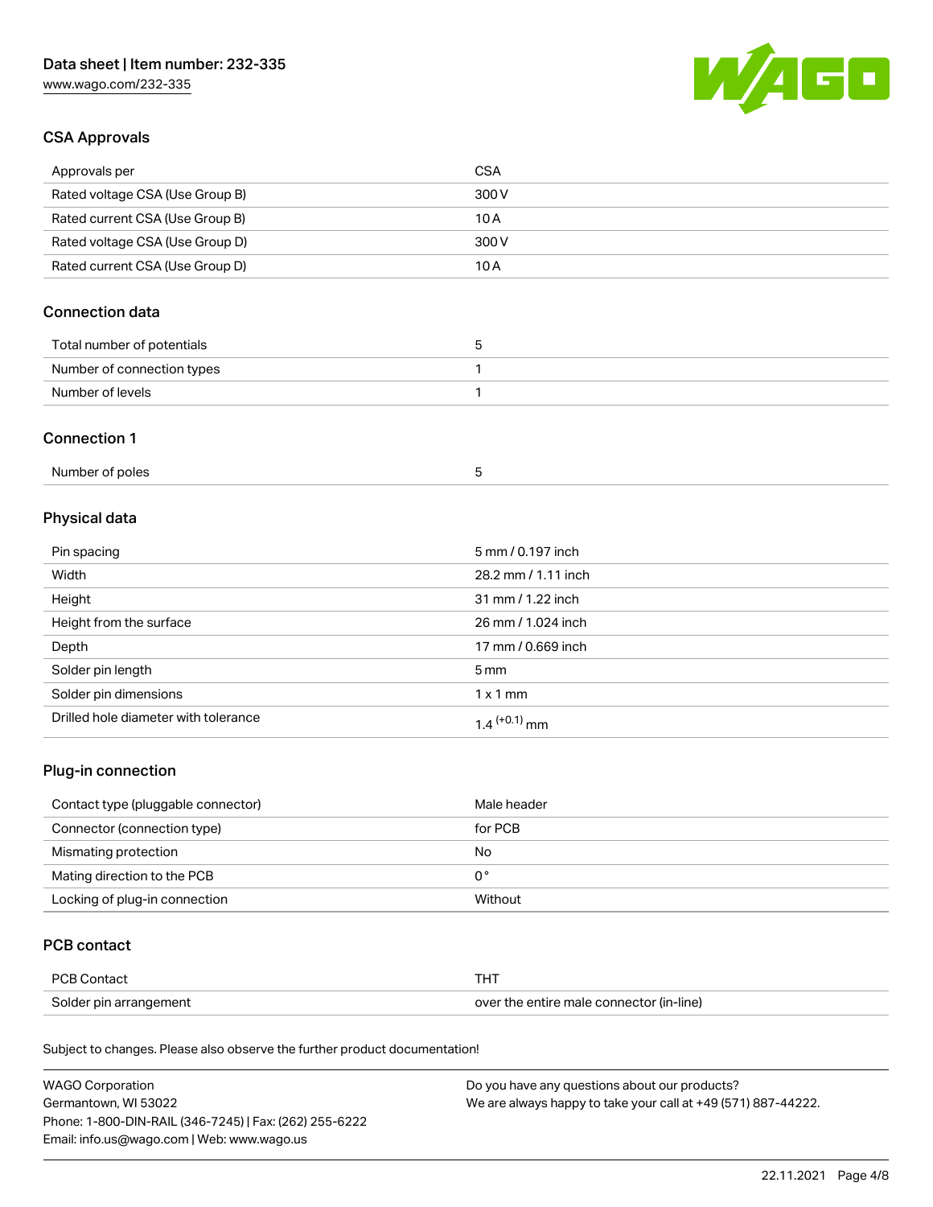## CSA Approvals

| Approvals per | CSA |
|---|---|
| Rated voltage CSA (Use Group B) | 300 V |
| Rated current CSA (Use Group B) | 10 A |
| Rated voltage CSA (Use Group D) | 300 V |
| Rated current CSA (Use Group D) | 10 A |

## Connection data

| Total number of potentials | 5 |
|---|---|
| Number of connection types | 1 |
| Number of levels | 1 |

## Connection 1

| Number of poles | 5 |
|---|---|

## Physical data

| Pin spacing | 5 mm / 0.197 inch |
|---|---|
| Width | 28.2 mm / 1.11 inch |
| Height | 31 mm / 1.22 inch |
| Height from the surface | 26 mm / 1.024 inch |
| Depth | 17 mm / 0.669 inch |
| Solder pin length | 5 mm |
| Solder pin dimensions | 1 x 1 mm |
| Drilled hole diameter with tolerance | $1.4^{(+0.1)}$ mm |

## Plug-in connection

| Contact type (pluggable connector) | Male header |
|---|---|
| Connector (connection type) | for PCB |
| Mismating protection | No |
| Mating direction to the PCB | 0 ° |
| Locking of plug-in connection | Without |

## PCB contact

| PCB Contact | THT |
|---|---|
| Solder pin arrangement | over the entire male connector (in-line) |

Subject to changes. Please also observe the further product documentation!

WAGO Corporation
Germantown, WI 53022
Phone: 1-800-DIN-RAIL (346-7245) | Fax: (262) 255-6222
Email: info.us@wago.com | Web: www.wago.us

Do you have any questions about our products?
We are always happy to take your call at +49 (571) 887-44222.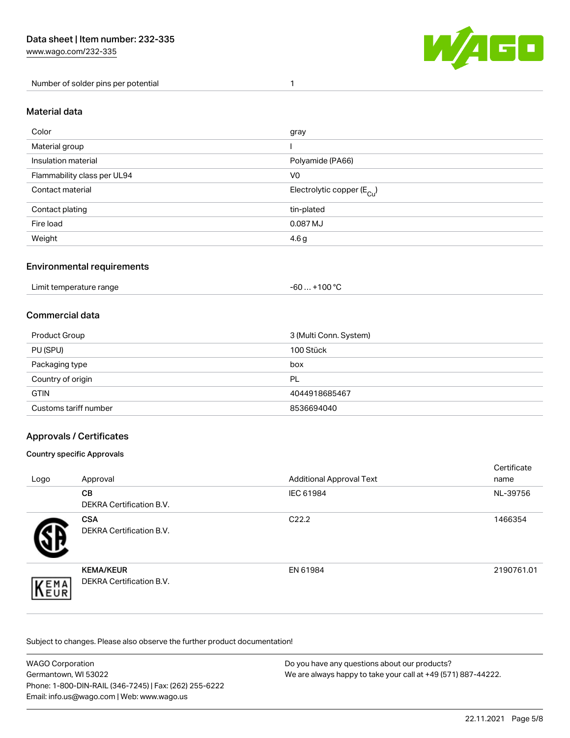| Number of solder pins per potential | 1 |
| --- | --- |

## Material data

| Color | gray |
| --- | --- |
| Material group | I |
| Insulation material | Polyamide (PA66) |
| Flammability class per UL94 | V0 |
| Contact material | Electrolytic copper ($E_{Cu}$) |
| Contact plating | tin-plated |
| Fire load | 0.087 MJ |
| Weight | 4.6 g |

## Environmental requirements

| Limit temperature range | -60 … +100 °C |
| --- | --- |

## Commercial data

| Product Group | 3 (Multi Conn. System) |
| --- | --- |
| PU (SPU) | 100 Stück |
| Packaging type | box |
| Country of origin | PL |
| GTIN | 4044918685467 |
| Customs tariff number | 8536694040 |

## Approvals / Certificates

### Country specific Approvals

| Logo | Approval | Additional Approval Text | Certificate name |
| --- | --- | --- | --- |
| | **CB** DEKRA Certification B.V. | IEC 61984 | NL-39756 |
| | **CSA** DEKRA Certification B.V. | C22.2 | 1466354 |
| | **KEMA/KEUR** DEKRA Certification B.V. | EN 61984 | 2190761.01 |

Subject to changes. Please also observe the further product documentation!

WAGO Corporation
Germantown, WI 53022
Phone: 1-800-DIN-RAIL (346-7245) | Fax: (262) 255-6222
Email: info.us@wago.com | Web: www.wago.us

Do you have any questions about our products?
We are always happy to take your call at +49 (571) 887-44222.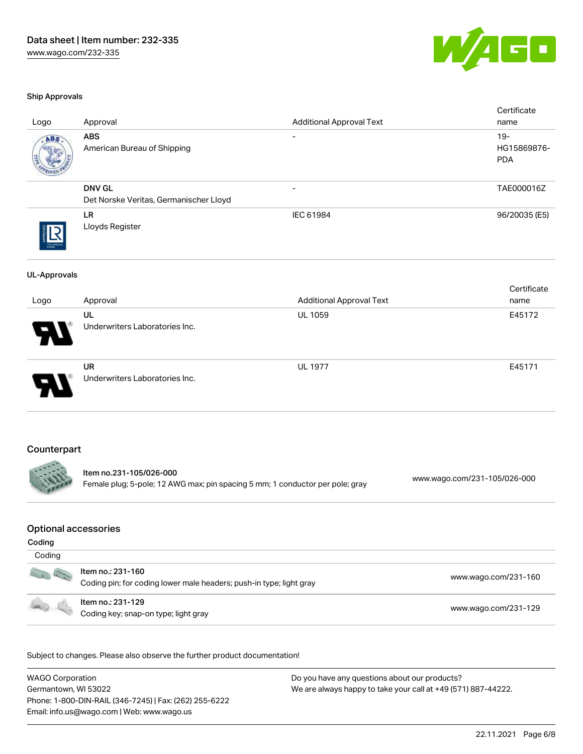### Ship Approvals

| Logo | Approval | Additional Approval Text | Certificate name |
|---|---|---|---|
| | **ABS**<br>American Bureau of Shipping | - | 19-HG15869876-PDA |
| | **DNV GL**<br>Det Norske Veritas, Germanischer Lloyd | - | TAE000016Z |
| | **LR**<br>Lloyds Register | IEC 61984 | 96/20035 (E5) |

### UL-Approvals

| Logo | Approval | Additional Approval Text | Certificate name |
|---|---|---|---|
| | **UL**<br>Underwriters Laboratories Inc. | UL 1059 | E45172 |
| | **UR**<br>Underwriters Laboratories Inc. | UL 1977 | E45171 |

## Counterpart

| | | |
|---|---|---|
| | **Item no.231-105/026-000**<br>Female plug; 5-pole; 12 AWG max; pin spacing 5 mm; 1 conductor per pole; gray | www.wago.com/231-105/026-000 |

## Optional accessories

### Coding

| Coding | | |
|---|---|---|
| | Item no.: 231-160<br>Coding pin; for coding lower male headers; push-in type; light gray | www.wago.com/231-160 |
| | Item no.: 231-129<br>Coding key; snap-on type; light gray | www.wago.com/231-129 |

Subject to changes. Please also observe the further product documentation!

WAGO Corporation
Germantown, WI 53022
Phone: 1-800-DIN-RAIL (346-7245) | Fax: (262) 255-6222
Email: info.us@wago.com | Web: www.wago.us

Do you have any questions about our products?
We are always happy to take your call at +49 (571) 887-44222.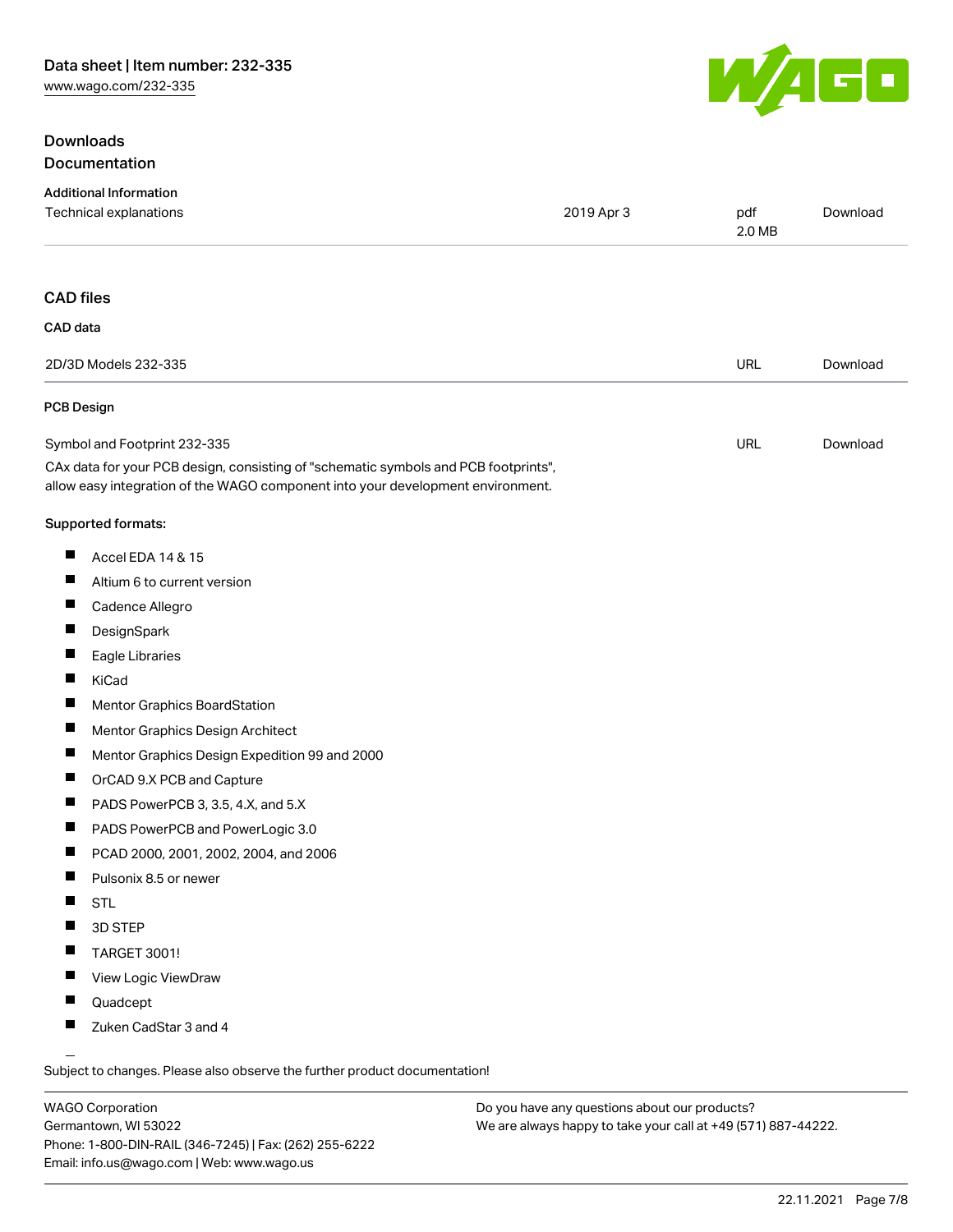## Downloads

### Documentation

#### Additional Information

| | | | |
|---|---|---|---|
| Technical explanations | 2019 Apr 3 | pdf 2.0 MB | Download |

### CAD files

#### CAD data

| | | |
|---|---|---|
| 2D/3D Models 232-335 | URL | Download |

#### PCB Design

| | | |
|---|---|---|
| Symbol and Footprint 232-335 | URL | Download |

CAx data for your PCB design, consisting of "schematic symbols and PCB footprints", allow easy integration of the WAGO component into your development environment.

**Supported formats:**

- Accel EDA 14 & 15
- Altium 6 to current version
- Cadence Allegro
- DesignSpark
- Eagle Libraries
- KiCad
- Mentor Graphics BoardStation
- Mentor Graphics Design Architect
- Mentor Graphics Design Expedition 99 and 2000
- OrCAD 9.X PCB and Capture
- PADS PowerPCB 3, 3.5, 4.X, and 5.X
- PADS PowerPCB and PowerLogic 3.0
- PCAD 2000, 2001, 2002, 2004, and 2006
- Pulsonix 8.5 or newer
- STL
- 3D STEP
- TARGET 3001!
- View Logic ViewDraw
- Quadcept
- Zuken CadStar 3 and 4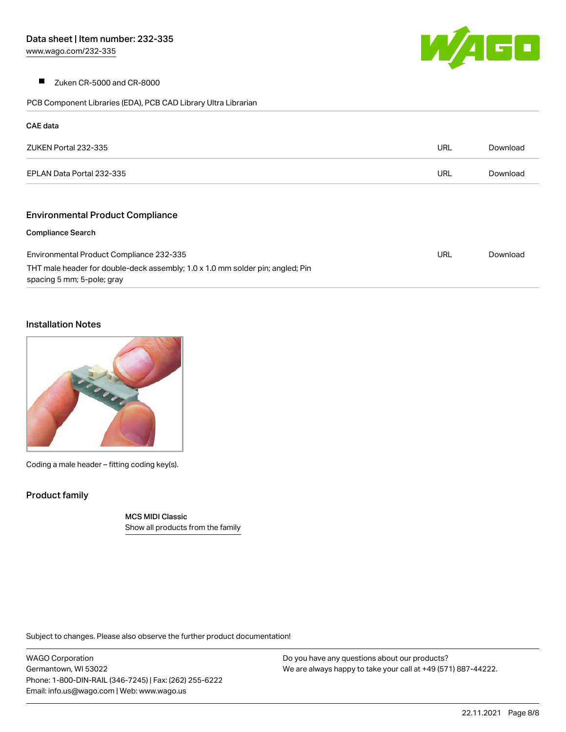- Zuken CR-5000 and CR-8000

PCB Component Libraries (EDA), PCB CAD Library Ultra Librarian

**CAE data**

| | | |
|---|---|---|
| ZUKEN Portal 232-335 | URL | Download |
| EPLAN Data Portal 232-335 | URL | Download |

## Environmental Product Compliance

**Compliance Search**

| | | |
|---|---|---|
| Environmental Product Compliance 232-335<br>THT male header for double-deck assembly; 1.0 x 1.0 mm solder pin; angled; Pin spacing 5 mm; 5-pole; gray | URL | Download |

## Installation Notes

Coding a male header – fitting coding key(s).

## Product family

**MCS MIDI Classic**
Show all products from the family

Subject to changes. Please also observe the further product documentation!

WAGO Corporation
Germantown, WI 53022
Phone: 1-800-DIN-RAIL (346-7245) | Fax: (262) 255-6222
Email: info.us@wago.com | Web: www.wago.us

Do you have any questions about our products?
We are always happy to take your call at +49 (571) 887-44222.

22.11.2021